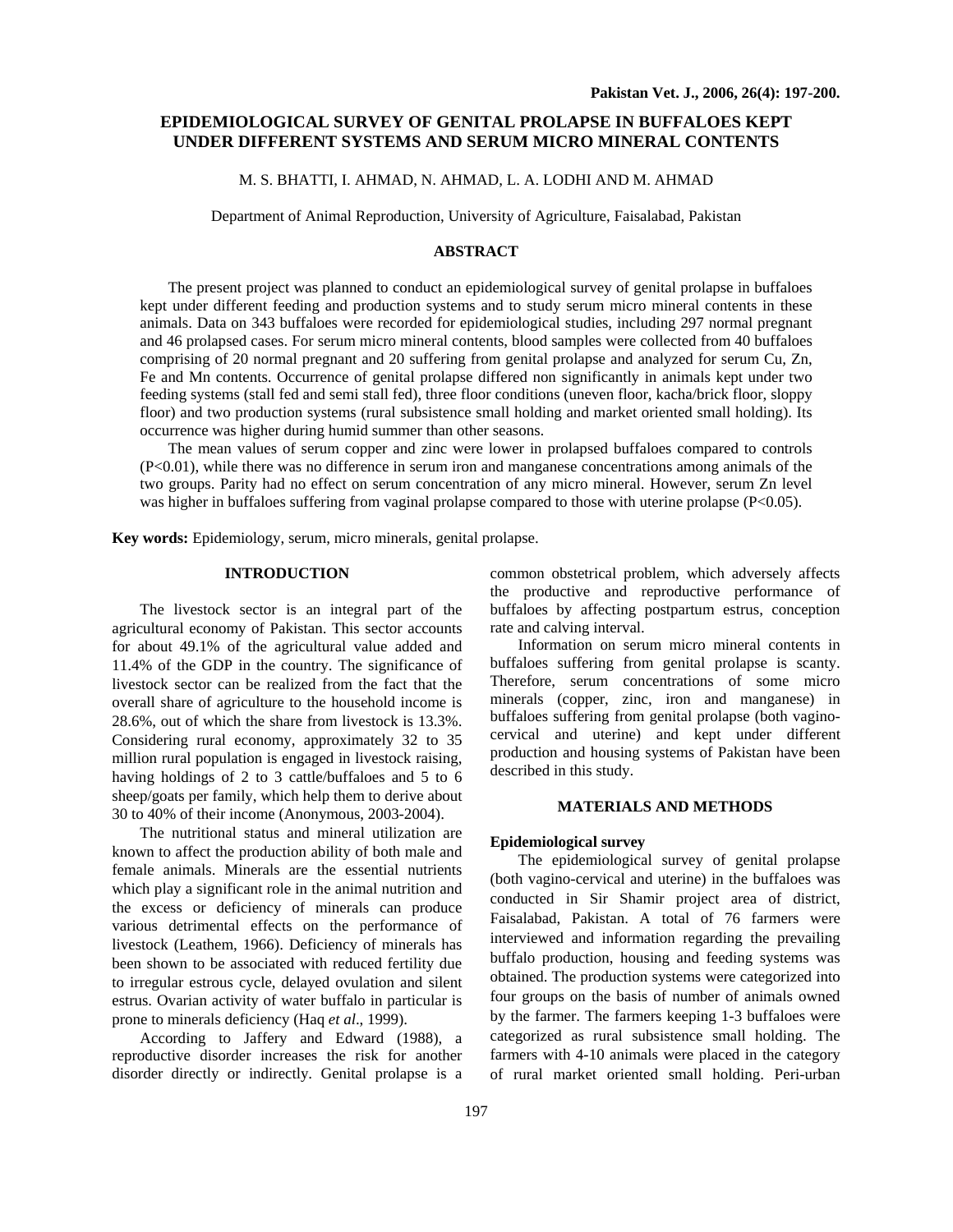# EPIDEMIOLOGICAL SURVEY OF GENITAL PROLAPSE IN BUFFALOES KEPT UNDER DIFFERENT SYSTEMS AND SERUM MICRO MINERAL CONTENTS

M. S. BHATTI, I. AHMAD, N. AHMAD, L. A. LODHI AND M. AHMAD

Department of Animal Reproduction, University of Agriculture, Faisalabad, Pakistan

## ABSTRACT

The present project was planned to conduct an epidemiological survey of genital prolapse in buffaloes kept under different feeding and production systems and to study serum micro mineral contents in these animals. Data on 343 buffaloes were recorded for epidemiological studies, including 297 normal pregnant and 46 prolapsed cases. For serum micro mineral contents, blood samples were collected from 40 buffaloes comprising of 20 normal pregnant and 20 suffering from genital prolapse and analyzed for serum Cu, Zn, Fe and Mn contents. Occurrence of genital prolapse differed non significantly in animals kept under two feeding systems (stall fed and semi stall fed), three floor conditions (uneven floor, kacha/brick floor, sloppy floor) and two production systems (rural subsistence small holding and market oriented small holding). Its occurrence was higher during humid summer than other seasons.

The mean values of serum copper and zinc were lower in prolapsed buffaloes compared to controls ($P<0.01$), while there was no difference in serum iron and manganese concentrations among animals of the two groups. Parity had no effect on serum concentration of any micro mineral. However, serum Zn level was higher in buffaloes suffering from vaginal prolapse compared to those with uterine prolapse ($P<0.05$).

**Key words:** Epidemiology, serum, micro minerals, genital prolapse.

## INTRODUCTION

The livestock sector is an integral part of the agricultural economy of Pakistan. This sector accounts for about 49.1% of the agricultural value added and 11.4% of the GDP in the country. The significance of livestock sector can be realized from the fact that the overall share of agriculture to the household income is 28.6%, out of which the share from livestock is 13.3%. Considering rural economy, approximately 32 to 35 million rural population is engaged in livestock raising, having holdings of 2 to 3 cattle/buffaloes and 5 to 6 sheep/goats per family, which help them to derive about 30 to 40% of their income (Anonymous, 2003-2004).

The nutritional status and mineral utilization are known to affect the production ability of both male and female animals. Minerals are the essential nutrients which play a significant role in the animal nutrition and the excess or deficiency of minerals can produce various detrimental effects on the performance of livestock (Leathem, 1966). Deficiency of minerals has been shown to be associated with reduced fertility due to irregular estrous cycle, delayed ovulation and silent estrus. Ovarian activity of water buffalo in particular is prone to minerals deficiency (Haq *et al*., 1999).

According to Jaffery and Edward (1988), a reproductive disorder increases the risk for another disorder directly or indirectly. Genital prolapse is a common obstetrical problem, which adversely affects the productive and reproductive performance of buffaloes by affecting postpartum estrus, conception rate and calving interval.

Information on serum micro mineral contents in buffaloes suffering from genital prolapse is scanty. Therefore, serum concentrations of some micro minerals (copper, zinc, iron and manganese) in buffaloes suffering from genital prolapse (both vagino-cervical and uterine) and kept under different production and housing systems of Pakistan have been described in this study.

## MATERIALS AND METHODS

### Epidemiological survey

The epidemiological survey of genital prolapse (both vagino-cervical and uterine) in the buffaloes was conducted in Sir Shamir project area of district, Faisalabad, Pakistan. A total of 76 farmers were interviewed and information regarding the prevailing buffalo production, housing and feeding systems was obtained. The production systems were categorized into four groups on the basis of number of animals owned by the farmer. The farmers keeping 1-3 buffaloes were categorized as rural subsistence small holding. The farmers with 4-10 animals were placed in the category of rural market oriented small holding. Peri-urban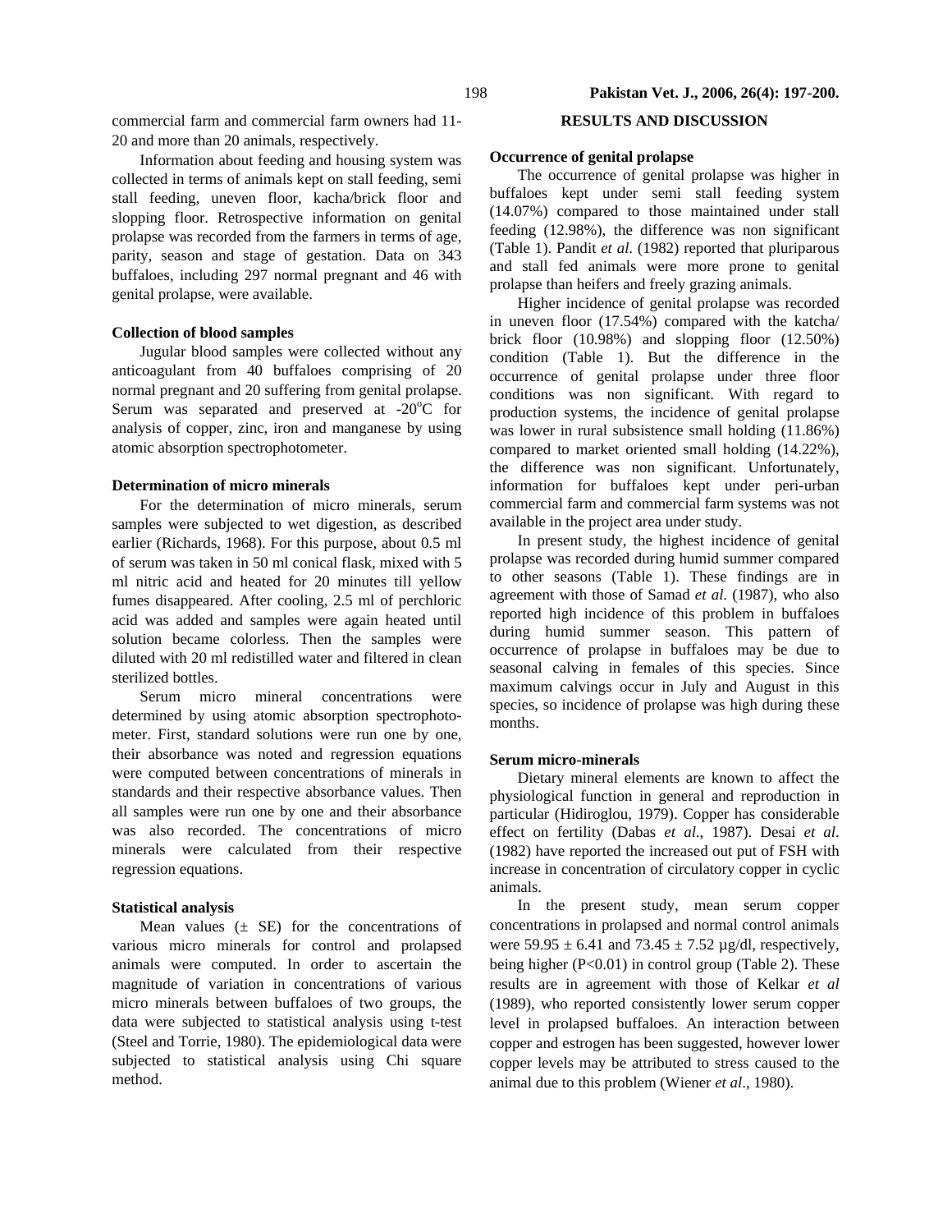commercial farm and commercial farm owners had 11-20 and more than 20 animals, respectively.

Information about feeding and housing system was collected in terms of animals kept on stall feeding, semi stall feeding, uneven floor, kacha/brick floor and slopping floor. Retrospective information on genital prolapse was recorded from the farmers in terms of age, parity, season and stage of gestation. Data on 343 buffaloes, including 297 normal pregnant and 46 with genital prolapse, were available.

### Collection of blood samples

Jugular blood samples were collected without any anticoagulant from 40 buffaloes comprising of 20 normal pregnant and 20 suffering from genital prolapse. Serum was separated and preserved at -20°C for analysis of copper, zinc, iron and manganese by using atomic absorption spectrophotometer.

### Determination of micro minerals

For the determination of micro minerals, serum samples were subjected to wet digestion, as described earlier (Richards, 1968). For this purpose, about 0.5 ml of serum was taken in 50 ml conical flask, mixed with 5 ml nitric acid and heated for 20 minutes till yellow fumes disappeared. After cooling, 2.5 ml of perchloric acid was added and samples were again heated until solution became colorless. Then the samples were diluted with 20 ml redistilled water and filtered in clean sterilized bottles.

Serum micro mineral concentrations were determined by using atomic absorption spectrophotometer. First, standard solutions were run one by one, their absorbance was noted and regression equations were computed between concentrations of minerals in standards and their respective absorbance values. Then all samples were run one by one and their absorbance was also recorded. The concentrations of micro minerals were calculated from their respective regression equations.

### Statistical analysis

Mean values (± SE) for the concentrations of various micro minerals for control and prolapsed animals were computed. In order to ascertain the magnitude of variation in concentrations of various micro minerals between buffaloes of two groups, the data were subjected to statistical analysis using t-test (Steel and Torrie, 1980). The epidemiological data were subjected to statistical analysis using Chi square method.

## RESULTS AND DISCUSSION

### Occurrence of genital prolapse

The occurrence of genital prolapse was higher in buffaloes kept under semi stall feeding system (14.07%) compared to those maintained under stall feeding (12.98%), the difference was non significant (Table 1). Pandit *et al*. (1982) reported that pluriparous and stall fed animals were more prone to genital prolapse than heifers and freely grazing animals.

Higher incidence of genital prolapse was recorded in uneven floor (17.54%) compared with the katcha/ brick floor (10.98%) and slopping floor (12.50%) condition (Table 1). But the difference in the occurrence of genital prolapse under three floor conditions was non significant. With regard to production systems, the incidence of genital prolapse was lower in rural subsistence small holding (11.86%) compared to market oriented small holding (14.22%), the difference was non significant. Unfortunately, information for buffaloes kept under peri-urban commercial farm and commercial farm systems was not available in the project area under study.

In present study, the highest incidence of genital prolapse was recorded during humid summer compared to other seasons (Table 1). These findings are in agreement with those of Samad *et al*. (1987), who also reported high incidence of this problem in buffaloes during humid summer season. This pattern of occurrence of prolapse in buffaloes may be due to seasonal calving in females of this species. Since maximum calvings occur in July and August in this species, so incidence of prolapse was high during these months.

### Serum micro-minerals

Dietary mineral elements are known to affect the physiological function in general and reproduction in particular (Hidiroglou, 1979). Copper has considerable effect on fertility (Dabas *et al*., 1987). Desai *et al*. (1982) have reported the increased out put of FSH with increase in concentration of circulatory copper in cyclic animals.

In the present study, mean serum copper concentrations in prolapsed and normal control animals were 59.95 ± 6.41 and 73.45 ± 7.52 µg/dl, respectively, being higher ($P<0.01$) in control group (Table 2). These results are in agreement with those of Kelkar *et al* (1989), who reported consistently lower serum copper level in prolapsed buffaloes. An interaction between copper and estrogen has been suggested, however lower copper levels may be attributed to stress caused to the animal due to this problem (Wiener *et al*., 1980).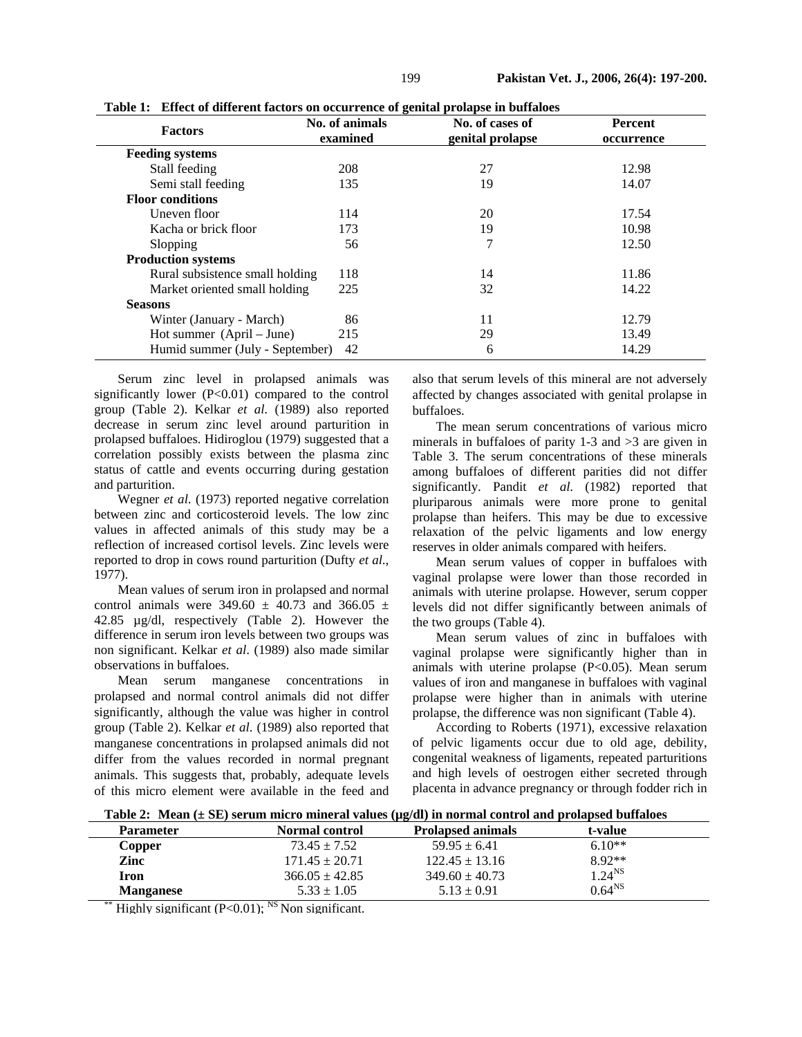**Table 1: Effect of different factors on occurrence of genital prolapse in buffaloes**

| Factors | No. of animals examined | No. of cases of genital prolapse | Percent occurrence |
|---|---|---|---|
| **Feeding systems** | | | |
| Stall feeding | 208 | 27 | 12.98 |
| Semi stall feeding | 135 | 19 | 14.07 |
| **Floor conditions** | | | |
| Uneven floor | 114 | 20 | 17.54 |
| Kacha or brick floor | 173 | 19 | 10.98 |
| Slopping | 56 | 7 | 12.50 |
| **Production systems** | | | |
| Rural subsistence small holding | 118 | 14 | 11.86 |
| Market oriented small holding | 225 | 32 | 14.22 |
| **Seasons** | | | |
| Winter (January - March) | 86 | 11 | 12.79 |
| Hot summer (April – June) | 215 | 29 | 13.49 |
| Humid summer (July - September) | 42 | 6 | 14.29 |

Serum zinc level in prolapsed animals was significantly lower ($P<0.01$) compared to the control group (Table 2). Kelkar *et al.* (1989) also reported decrease in serum zinc level around parturition in prolapsed buffaloes. Hidiroglou (1979) suggested that a correlation possibly exists between the plasma zinc status of cattle and events occurring during gestation and parturition.

Wegner *et al.* (1973) reported negative correlation between zinc and corticosteroid levels. The low zinc values in affected animals of this study may be a reflection of increased cortisol levels. Zinc levels were reported to drop in cows round parturition (Dufty *et al*., 1977).

Mean values of serum iron in prolapsed and normal control animals were $349.60 \pm 40.73$ and $366.05 \pm 42.85$ µg/dl, respectively (Table 2). However the difference in serum iron levels between two groups was non significant. Kelkar *et al*. (1989) also made similar observations in buffaloes.

Mean serum manganese concentrations in prolapsed and normal control animals did not differ significantly, although the value was higher in control group (Table 2). Kelkar *et al*. (1989) also reported that manganese concentrations in prolapsed animals did not differ from the values recorded in normal pregnant animals. This suggests that, probably, adequate levels of this micro element were available in the feed and also that serum levels of this mineral are not adversely affected by changes associated with genital prolapse in buffaloes.

The mean serum concentrations of various micro minerals in buffaloes of parity 1-3 and >3 are given in Table 3. The serum concentrations of these minerals among buffaloes of different parities did not differ significantly. Pandit *et al.* (1982) reported that pluriparous animals were more prone to genital prolapse than heifers. This may be due to excessive relaxation of the pelvic ligaments and low energy reserves in older animals compared with heifers.

Mean serum values of copper in buffaloes with vaginal prolapse were lower than those recorded in animals with uterine prolapse. However, serum copper levels did not differ significantly between animals of the two groups (Table 4).

Mean serum values of zinc in buffaloes with vaginal prolapse were significantly higher than in animals with uterine prolapse ($P<0.05$). Mean serum values of iron and manganese in buffaloes with vaginal prolapse were higher than in animals with uterine prolapse, the difference was non significant (Table 4).

According to Roberts (1971), excessive relaxation of pelvic ligaments occur due to old age, debility, congenital weakness of ligaments, repeated parturitions and high levels of oestrogen either secreted through placenta in advance pregnancy or through fodder rich in

**Table 2: Mean (± SE) serum micro mineral values (µg/dl) in normal control and prolapsed buffaloes**

| Parameter | Normal control | Prolapsed animals | t-value |
|---|---|---|---|
| **Copper** | $73.45 \pm 7.52$ | $59.95 \pm 6.41$ | 6.10** |
| **Zinc** | $171.45 \pm 20.71$ | $122.45 \pm 13.16$ | 8.92** |
| **Iron** | $366.05 \pm 42.85$ | $349.60 \pm 40.73$ | 1.24[NS] |
| **Manganese** | $5.33 \pm 1.05$ | $5.13 \pm 0.91$ | 0.64[NS] |

** Highly significant ($P<0.01$); [NS] Non significant.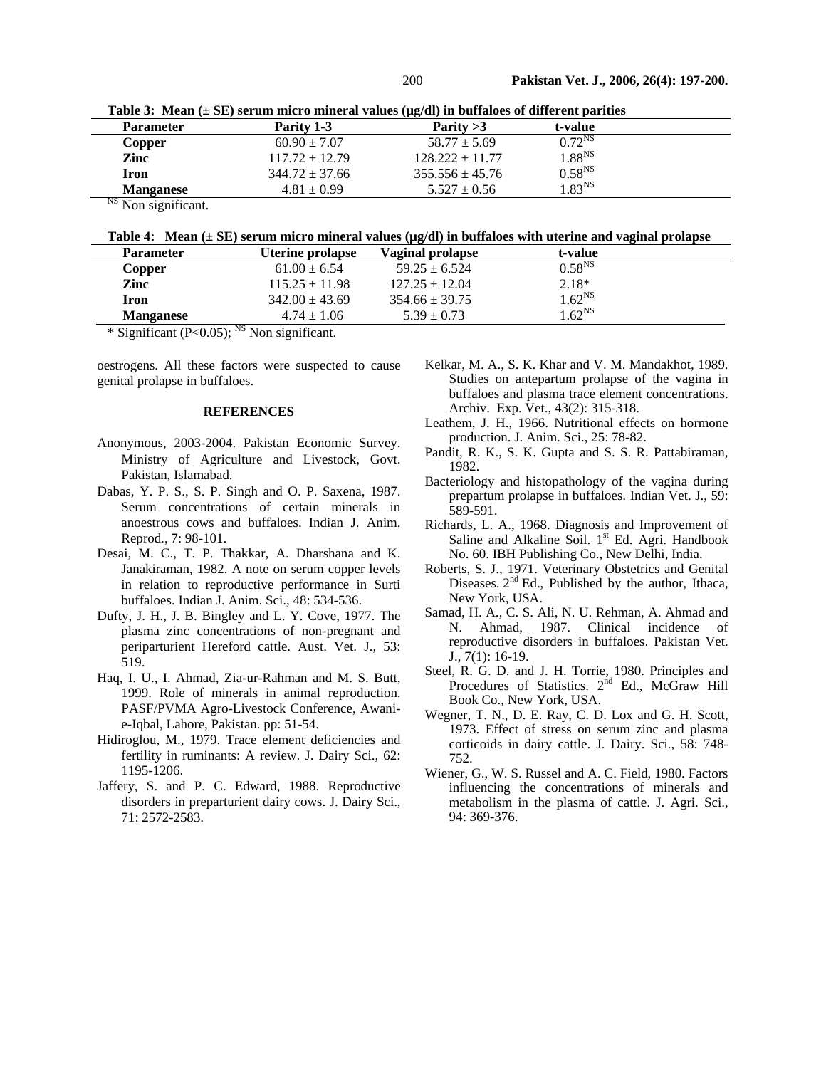**Table 3: Mean (± SE) serum micro mineral values (µg/dl) in buffaloes of different parities**

| Parameter | Parity 1-3 | Parity >3 | t-value |
|---|---|---|---|
| **Copper** | 60.90 ± 7.07 | 58.77 ± 5.69 | 0.72[NS] |
| **Zinc** | 117.72 ± 12.79 | 128.222 ± 11.77 | 1.88[NS] |
| **Iron** | 344.72 ± 37.66 | 355.556 ± 45.76 | 0.58[NS] |
| **Manganese** | 4.81 ± 0.99 | 5.527 ± 0.56 | 1.83[NS] |

[NS] Non significant.

**Table 4: Mean (± SE) serum micro mineral values (µg/dl) in buffaloes with uterine and vaginal prolapse**

| Parameter | Uterine prolapse | Vaginal prolapse | t-value |
|---|---|---|---|
| **Copper** | 61.00 ± 6.54 | 59.25 ± 6.524 | 0.58[NS] |
| **Zinc** | 115.25 ± 11.98 | 127.25 ± 12.04 | 2.18* |
| **Iron** | 342.00 ± 43.69 | 354.66 ± 39.75 | 1.62[NS] |
| **Manganese** | 4.74 ± 1.06 | 5.39 ± 0.73 | 1.62[NS] |

* Significant ($P<0.05$); [NS] Non significant.

oestrogens. All these factors were suspected to cause genital prolapse in buffaloes.

## REFERENCES

Anonymous, 2003-2004. Pakistan Economic Survey. Ministry of Agriculture and Livestock, Govt. Pakistan, Islamabad.

Dabas, Y. P. S., S. P. Singh and O. P. Saxena, 1987. Serum concentrations of certain minerals in anoestrous cows and buffaloes. Indian J. Anim. Reprod., 7: 98-101.

Desai, M. C., T. P. Thakkar, A. Dharshana and K. Janakiraman, 1982. A note on serum copper levels in relation to reproductive performance in Surti buffaloes. Indian J. Anim. Sci., 48: 534-536.

Dufty, J. H., J. B. Bingley and L. Y. Cove, 1977. The plasma zinc concentrations of non-pregnant and periparturient Hereford cattle. Aust. Vet. J., 53: 519.

Haq, I. U., I. Ahmad, Zia-ur-Rahman and M. S. Butt, 1999. Role of minerals in animal reproduction. PASF/PVMA Agro-Livestock Conference, Awani-e-Iqbal, Lahore, Pakistan. pp: 51-54.

Hidiroglou, M., 1979. Trace element deficiencies and fertility in ruminants: A review. J. Dairy Sci., 62: 1195-1206.

Jaffery, S. and P. C. Edward, 1988. Reproductive disorders in preparturient dairy cows. J. Dairy Sci., 71: 2572-2583.

Kelkar, M. A., S. K. Khar and V. M. Mandakhot, 1989. Studies on antepartum prolapse of the vagina in buffaloes and plasma trace element concentrations. Archiv. Exp. Vet., 43(2): 315-318.

Leathem, J. H., 1966. Nutritional effects on hormone production. J. Anim. Sci., 25: 78-82.

Pandit, R. K., S. K. Gupta and S. S. R. Pattabiraman, 1982.

Bacteriology and histopathology of the vagina during prepartum prolapse in buffaloes. Indian Vet. J., 59: 589-591.

Richards, L. A., 1968. Diagnosis and Improvement of Saline and Alkaline Soil. 1st Ed. Agri. Handbook No. 60. IBH Publishing Co., New Delhi, India.

Roberts, S. J., 1971. Veterinary Obstetrics and Genital Diseases. 2nd Ed., Published by the author, Ithaca, New York, USA.

Samad, H. A., C. S. Ali, N. U. Rehman, A. Ahmad and N. Ahmad, 1987. Clinical incidence of reproductive disorders in buffaloes. Pakistan Vet. J., 7(1): 16-19.

Steel, R. G. D. and J. H. Torrie, 1980. Principles and Procedures of Statistics. 2nd Ed., McGraw Hill Book Co., New York, USA.

Wegner, T. N., D. E. Ray, C. D. Lox and G. H. Scott, 1973. Effect of stress on serum zinc and plasma corticoids in dairy cattle. J. Dairy. Sci., 58: 748-752.

Wiener, G., W. S. Russel and A. C. Field, 1980. Factors influencing the concentrations of minerals and metabolism in the plasma of cattle. J. Agri. Sci., 94: 369-376.